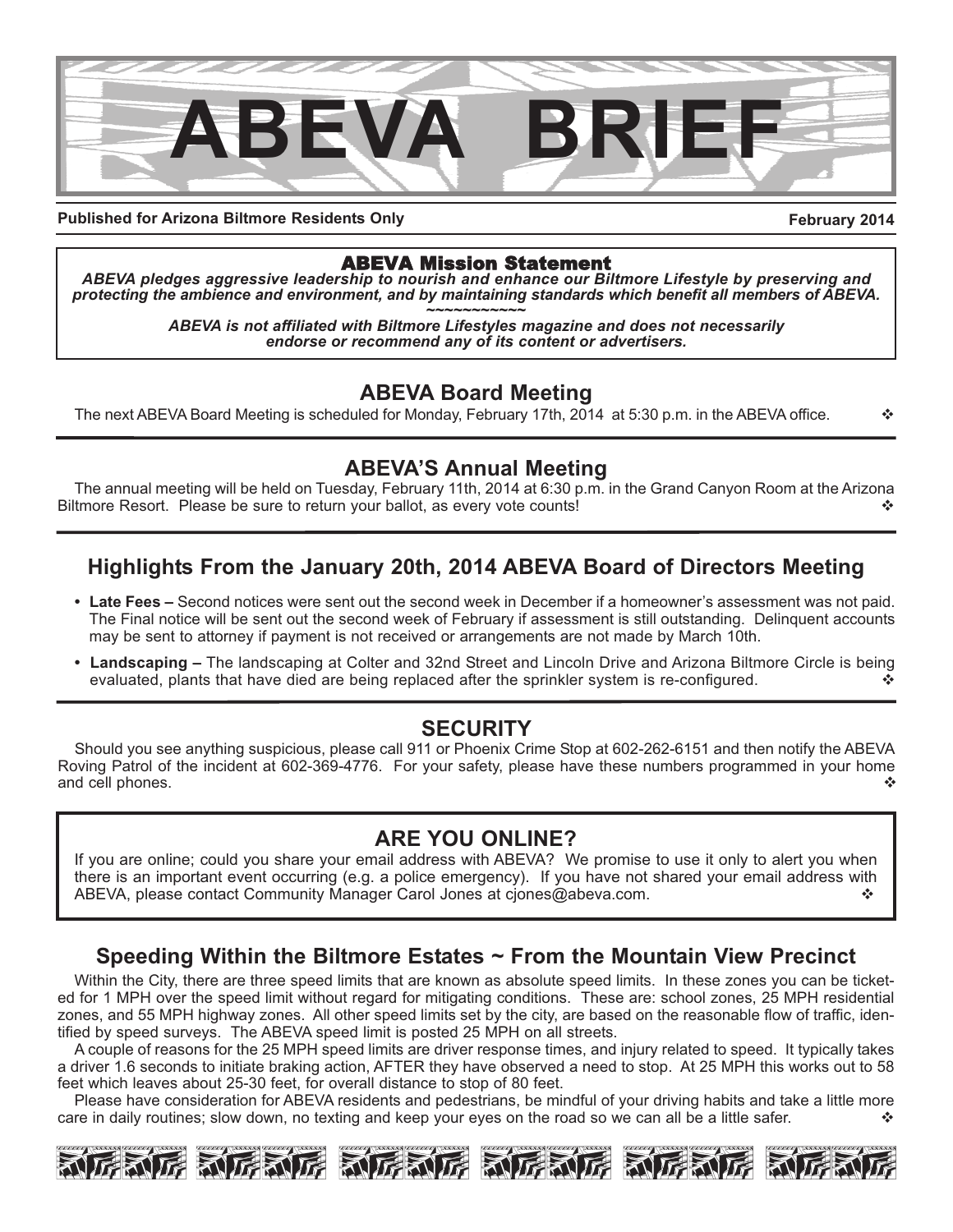# ABEVA BRIEF

**Published for Arizona Biltmore Residents Only** **February 2014**

**ABEVA Mission Statement**

***ABEVA pledges aggressive leadership to nourish and enhance our Biltmore Lifestyle by preserving and protecting the ambience and environment, and by maintaining standards which benefit all members of ABEVA.***

~~~~~~~~~~~

***ABEVA is not affiliated with Biltmore Lifestyles magazine and does not necessarily endorse or recommend any of its content or advertisers.***

## ABEVA Board Meeting

The next ABEVA Board Meeting is scheduled for Monday, February 17th, 2014 at 5:30 p.m. in the ABEVA office. ❖

## ABEVA'S Annual Meeting

The annual meeting will be held on Tuesday, February 11th, 2014 at 6:30 p.m. in the Grand Canyon Room at the Arizona Biltmore Resort. Please be sure to return your ballot, as every vote counts! ❖

## Highlights From the January 20th, 2014 ABEVA Board of Directors Meeting

- **Late Fees –** Second notices were sent out the second week in December if a homeowner's assessment was not paid. The Final notice will be sent out the second week of February if assessment is still outstanding. Delinquent accounts may be sent to attorney if payment is not received or arrangements are not made by March 10th.
- **Landscaping –** The landscaping at Colter and 32nd Street and Lincoln Drive and Arizona Biltmore Circle is being evaluated, plants that have died are being replaced after the sprinkler system is re-configured. ❖

## SECURITY

Should you see anything suspicious, please call 911 or Phoenix Crime Stop at 602-262-6151 and then notify the ABEVA Roving Patrol of the incident at 602-369-4776. For your safety, please have these numbers programmed in your home and cell phones. ❖

## ARE YOU ONLINE?

If you are online; could you share your email address with ABEVA? We promise to use it only to alert you when there is an important event occurring (e.g. a police emergency). If you have not shared your email address with ABEVA, please contact Community Manager Carol Jones at cjones@abeva.com. ❖

## Speeding Within the Biltmore Estates ~ From the Mountain View Precinct

Within the City, there are three speed limits that are known as absolute speed limits. In these zones you can be ticketed for 1 MPH over the speed limit without regard for mitigating conditions. These are: school zones, 25 MPH residential zones, and 55 MPH highway zones. All other speed limits set by the city, are based on the reasonable flow of traffic, identified by speed surveys. The ABEVA speed limit is posted 25 MPH on all streets.

A couple of reasons for the 25 MPH speed limits are driver response times, and injury related to speed. It typically takes a driver 1.6 seconds to initiate braking action, AFTER they have observed a need to stop. At 25 MPH this works out to 58 feet which leaves about 25-30 feet, for overall distance to stop of 80 feet.

Please have consideration for ABEVA residents and pedestrians, be mindful of your driving habits and take a little more care in daily routines; slow down, no texting and keep your eyes on the road so we can all be a little safer. ❖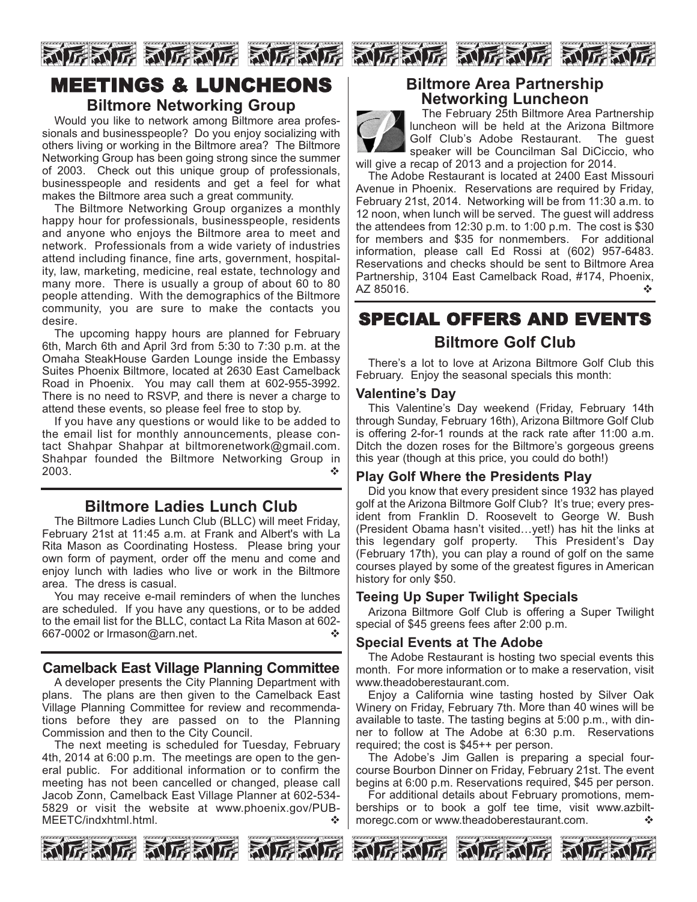# MEETINGS & LUNCHEONS

## Biltmore Networking Group

Would you like to network among Biltmore area professionals and businesspeople? Do you enjoy socializing with others living or working in the Biltmore area? The Biltmore Networking Group has been going strong since the summer of 2003. Check out this unique group of professionals, businesspeople and residents and get a feel for what makes the Biltmore area such a great community.

The Biltmore Networking Group organizes a monthly happy hour for professionals, businesspeople, residents and anyone who enjoys the Biltmore area to meet and network. Professionals from a wide variety of industries attend including finance, fine arts, government, hospitality, law, marketing, medicine, real estate, technology and many more. There is usually a group of about 60 to 80 people attending. With the demographics of the Biltmore community, you are sure to make the contacts you desire.

The upcoming happy hours are planned for February 6th, March 6th and April 3rd from 5:30 to 7:30 p.m. at the Omaha SteakHouse Garden Lounge inside the Embassy Suites Phoenix Biltmore, located at 2630 East Camelback Road in Phoenix. You may call them at 602-955-3992. There is no need to RSVP, and there is never a charge to attend these events, so please feel free to stop by.

If you have any questions or would like to be added to the email list for monthly announcements, please contact Shahpar Shahpar at biltmorenetwork@gmail.com. Shahpar founded the Biltmore Networking Group in 2003. ❖

## Biltmore Ladies Lunch Club

The Biltmore Ladies Lunch Club (BLLC) will meet Friday, February 21st at 11:45 a.m. at Frank and Albert's with La Rita Mason as Coordinating Hostess. Please bring your own form of payment, order off the menu and come and enjoy lunch with ladies who live or work in the Biltmore area. The dress is casual.

You may receive e-mail reminders of when the lunches are scheduled. If you have any questions, or to be added to the email list for the BLLC, contact La Rita Mason at 602-667-0002 or lrmason@arn.net. ❖

## Camelback East Village Planning Committee

A developer presents the City Planning Department with plans. The plans are then given to the Camelback East Village Planning Committee for review and recommendations before they are passed on to the Planning Commission and then to the City Council.

The next meeting is scheduled for Tuesday, February 4th, 2014 at 6:00 p.m. The meetings are open to the general public. For additional information or to confirm the meeting has not been cancelled or changed, please call Jacob Zonn, Camelback East Village Planner at 602-534-5829 or visit the website at www.phoenix.gov/PUBMEETC/indxhtml.html. ❖

## Biltmore Area Partnership Networking Luncheon

The February 25th Biltmore Area Partnership luncheon will be held at the Arizona Biltmore Golf Club's Adobe Restaurant. The guest speaker will be Councilman Sal DiCiccio, who will give a recap of 2013 and a projection for 2014.

The Adobe Restaurant is located at 2400 East Missouri Avenue in Phoenix. Reservations are required by Friday, February 21st, 2014. Networking will be from 11:30 a.m. to 12 noon, when lunch will be served. The guest will address the attendees from 12:30 p.m. to 1:00 p.m. The cost is $30 for members and $35 for nonmembers. For additional information, please call Ed Rossi at (602) 957-6483. Reservations and checks should be sent to Biltmore Area Partnership, 3104 East Camelback Road, #174, Phoenix, AZ 85016. ❖

# SPECIAL OFFERS AND EVENTS

## Biltmore Golf Club

There's a lot to love at Arizona Biltmore Golf Club this February. Enjoy the seasonal specials this month:

### Valentine's Day

This Valentine's Day weekend (Friday, February 14th through Sunday, February 16th), Arizona Biltmore Golf Club is offering 2-for-1 rounds at the rack rate after 11:00 a.m. Ditch the dozen roses for the Biltmore's gorgeous greens this year (though at this price, you could do both!)

### Play Golf Where the Presidents Play

Did you know that every president since 1932 has played golf at the Arizona Biltmore Golf Club? It's true; every president from Franklin D. Roosevelt to George W. Bush (President Obama hasn't visited…yet!) has hit the links at this legendary golf property. This President's Day (February 17th), you can play a round of golf on the same courses played by some of the greatest figures in American history for only $50.

### Teeing Up Super Twilight Specials

Arizona Biltmore Golf Club is offering a Super Twilight special of $45 greens fees after 2:00 p.m.

### Special Events at The Adobe

The Adobe Restaurant is hosting two special events this month. For more information or to make a reservation, visit www.theadoberestaurant.com.

Enjoy a California wine tasting hosted by Silver Oak Winery on Friday, February 7th. More than 40 wines will be available to taste. The tasting begins at 5:00 p.m., with dinner to follow at The Adobe at 6:30 p.m. Reservations required; the cost is $45++ per person.

The Adobe's Jim Gallen is preparing a special four-course Bourbon Dinner on Friday, February 21st. The event begins at 6:00 p.m. Reservations required, $45 per person.

For additional details about February promotions, memberships or to book a golf tee time, visit www.azbiltmoregc.com or www.theadoberestaurant.com. ❖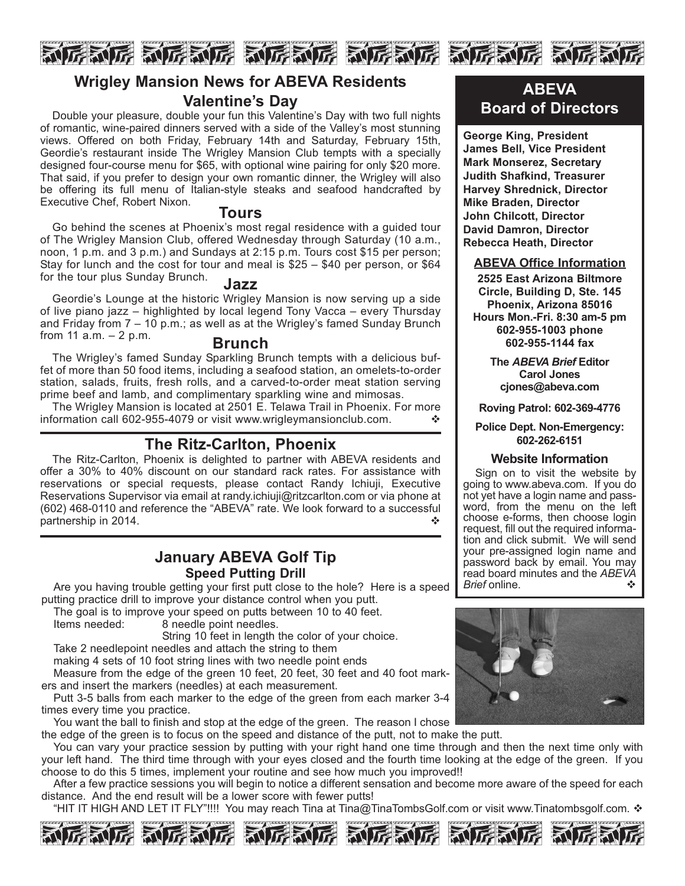## Wrigley Mansion News for ABEVA Residents

### Valentine's Day

Double your pleasure, double your fun this Valentine's Day with two full nights of romantic, wine-paired dinners served with a side of the Valley's most stunning views. Offered on both Friday, February 14th and Saturday, February 15th, Geordie's restaurant inside The Wrigley Mansion Club tempts with a specially designed four-course menu for $65, with optional wine pairing for only $20 more. That said, if you prefer to design your own romantic dinner, the Wrigley will also be offering its full menu of Italian-style steaks and seafood handcrafted by Executive Chef, Robert Nixon.

### Tours

Go behind the scenes at Phoenix's most regal residence with a guided tour of The Wrigley Mansion Club, offered Wednesday through Saturday (10 a.m., noon, 1 p.m. and 3 p.m.) and Sundays at 2:15 p.m. Tours cost $15 per person; Stay for lunch and the cost for tour and meal is $25 – $40 per person, or $64 for the tour plus Sunday Brunch.

### Jazz

Geordie's Lounge at the historic Wrigley Mansion is now serving up a side of live piano jazz – highlighted by local legend Tony Vacca – every Thursday and Friday from 7 – 10 p.m.; as well as at the Wrigley's famed Sunday Brunch from 11 a.m. – 2 p.m.

### Brunch

The Wrigley's famed Sunday Sparkling Brunch tempts with a delicious buffet of more than 50 food items, including a seafood station, an omelets-to-order station, salads, fruits, fresh rolls, and a carved-to-order meat station serving prime beef and lamb, and complimentary sparkling wine and mimosas.

The Wrigley Mansion is located at 2501 E. Telawa Trail in Phoenix. For more information call 602-955-4079 or visit www.wrigleymansionclub.com. ❖

## The Ritz-Carlton, Phoenix

The Ritz-Carlton, Phoenix is delighted to partner with ABEVA residents and offer a 30% to 40% discount on our standard rack rates. For assistance with reservations or special requests, please contact Randy Ichiuji, Executive Reservations Supervisor via email at randy.ichiuji@ritzcarlton.com or via phone at (602) 468-0110 and reference the "ABEVA" rate. We look forward to a successful partnership in 2014. ❖

## January ABEVA Golf Tip

### Speed Putting Drill

Are you having trouble getting your first putt close to the hole? Here is a speed putting practice drill to improve your distance control when you putt.

The goal is to improve your speed on putts between 10 to 40 feet.

Items needed: 8 needle point needles.
String 10 feet in length the color of your choice.

Take 2 needlepoint needles and attach the string to them making 4 sets of 10 foot string lines with two needle point ends

Measure from the edge of the green 10 feet, 20 feet, 30 feet and 40 foot markers and insert the markers (needles) at each measurement.

Putt 3-5 balls from each marker to the edge of the green from each marker 3-4 times every time you practice.

You want the ball to finish and stop at the edge of the green. The reason I chose the edge of the green is to focus on the speed and distance of the putt, not to make the putt.

You can vary your practice session by putting with your right hand one time through and then the next time only with your left hand. The third time through with your eyes closed and the fourth time looking at the edge of the green. If you choose to do this 5 times, implement your routine and see how much you improved!!

After a few practice sessions you will begin to notice a different sensation and become more aware of the speed for each distance. And the end result will be a lower score with fewer putts!

"HIT IT HIGH AND LET IT FLY"!!!! You may reach Tina at Tina@TinaTombsGolf.com or visit www.Tinatombsgolf.com. ❖

## ABEVA Board of Directors

**George King, President**
**James Bell, Vice President**
**Mark Monserez, Secretary**
**Judith Shafkind, Treasurer**
**Harvey Shrednick, Director**
**Mike Braden, Director**
**John Chilcott, Director**
**David Damron, Director**
**Rebecca Heath, Director**

### ABEVA Office Information

**2525 East Arizona Biltmore Circle, Building D, Ste. 145**
**Phoenix, Arizona 85016**
**Hours Mon.-Fri. 8:30 am-5 pm**
**602-955-1003 phone**
**602-955-1144 fax**

**The *ABEVA Brief* Editor**
**Carol Jones**
**cjones@abeva.com**

**Roving Patrol: 602-369-4776**

**Police Dept. Non-Emergency: 602-262-6151**

### Website Information

Sign on to visit the website by going to www.abeva.com. If you do not yet have a login name and password, from the menu on the left choose e-forms, then choose login request, fill out the required information and click submit. We will send your pre-assigned login name and password back by email. You may read board minutes and the *ABEVA Brief* online. ❖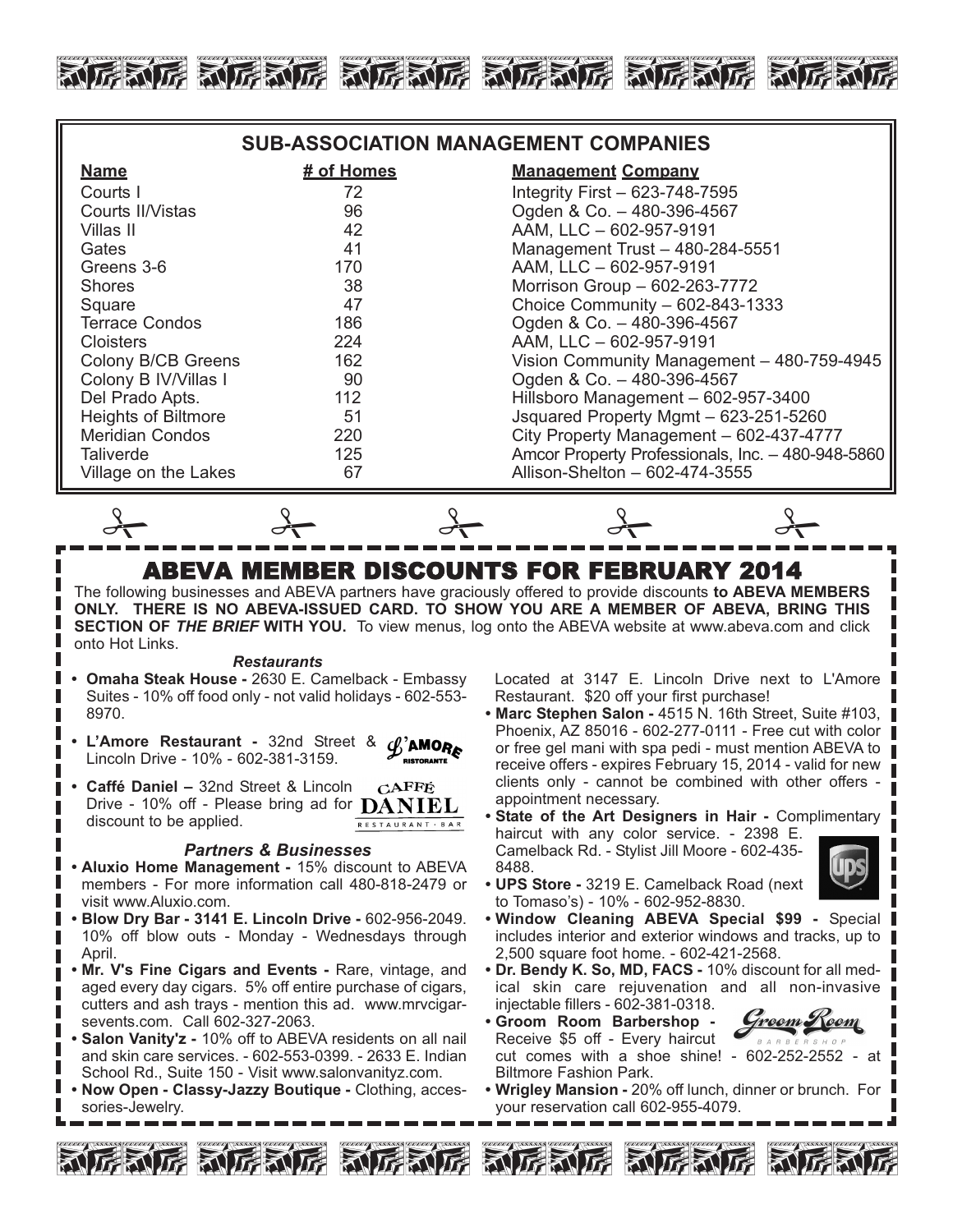## SUB-ASSOCIATION MANAGEMENT COMPANIES

| Name | # of Homes | Management Company |
|---|---|---|
| Courts I | 72 | Integrity First – 623-748-7595 |
| Courts II/Vistas | 96 | Ogden & Co. – 480-396-4567 |
| Villas II | 42 | AAM, LLC – 602-957-9191 |
| Gates | 41 | Management Trust – 480-284-5551 |
| Greens 3-6 | 170 | AAM, LLC – 602-957-9191 |
| Shores | 38 | Morrison Group – 602-263-7772 |
| Square | 47 | Choice Community – 602-843-1333 |
| Terrace Condos | 186 | Ogden & Co. – 480-396-4567 |
| Cloisters | 224 | AAM, LLC – 602-957-9191 |
| Colony B/CB Greens | 162 | Vision Community Management – 480-759-4945 |
| Colony B IV/Villas I | 90 | Ogden & Co. – 480-396-4567 |
| Del Prado Apts. | 112 | Hillsboro Management – 602-957-3400 |
| Heights of Biltmore | 51 | Jsquared Property Mgmt – 623-251-5260 |
| Meridian Condos | 220 | City Property Management – 602-437-4777 |
| Taliverde | 125 | Amcor Property Professionals, Inc. – 480-948-5860 |
| Village on the Lakes | 67 | Allison-Shelton – 602-474-3555 |

## ABEVA MEMBER DISCOUNTS FOR FEBRUARY 2014

The following businesses and ABEVA partners have graciously offered to provide discounts **to ABEVA MEMBERS ONLY. THERE IS NO ABEVA-ISSUED CARD. TO SHOW YOU ARE A MEMBER OF ABEVA, BRING THIS SECTION OF *THE BRIEF* WITH YOU.** To view menus, log onto the ABEVA website at www.abeva.com and click onto Hot Links.

### *Restaurants*

- **Omaha Steak House -** 2630 E. Camelback - Embassy Suites - 10% off food only - not valid holidays - 602-553-8970.
- **L'Amore Restaurant -** 32nd Street & Lincoln Drive - 10% - 602-381-3159.
- **Caffé Daniel –** 32nd Street & Lincoln Drive - 10% off - Please bring ad for discount to be applied.

### *Partners & Businesses*

- **Aluxio Home Management -** 15% discount to ABEVA members - For more information call 480-818-2479 or visit www.Aluxio.com.
- **Blow Dry Bar - 3141 E. Lincoln Drive -** 602-956-2049. 10% off blow outs - Monday - Wednesdays through April.
- **Mr. V's Fine Cigars and Events -** Rare, vintage, and aged every day cigars. 5% off entire purchase of cigars, cutters and ash trays - mention this ad. www.mrvcigarsevents.com. Call 602-327-2063.
- **Salon Vanity'z -** 10% off to ABEVA residents on all nail and skin care services. - 602-553-0399. - 2633 E. Indian School Rd., Suite 150 - Visit www.salonvanityz.com.
- **Now Open - Classy-Jazzy Boutique -** Clothing, accessories-Jewelry. Located at 3147 E. Lincoln Drive next to L'Amore Restaurant. $20 off your first purchase!
- **Marc Stephen Salon -** 4515 N. 16th Street, Suite #103, Phoenix, AZ 85016 - 602-277-0111 - Free cut with color or free gel mani with spa pedi - must mention ABEVA to receive offers - expires February 15, 2014 - valid for new clients only - cannot be combined with other offers - appointment necessary.
- **State of the Art Designers in Hair -** Complimentary haircut with any color service. - 2398 E. Camelback Rd. - Stylist Jill Moore - 602-435-8488.
- **UPS Store -** 3219 E. Camelback Road (next to Tomaso's) - 10% - 602-952-8830.
- **Window Cleaning ABEVA Special $99 -** Special includes interior and exterior windows and tracks, up to 2,500 square foot home. - 602-421-2568.
- **Dr. Bendy K. So, MD, FACS -** 10% discount for all medical skin care rejuvenation and all non-invasive injectable fillers - 602-381-0318.
- **Groom Room Barbershop -** Receive $5 off - Every haircut cut comes with a shoe shine! - 602-252-2552 - at Biltmore Fashion Park.
- **Wrigley Mansion -** 20% off lunch, dinner or brunch. For your reservation call 602-955-4079.